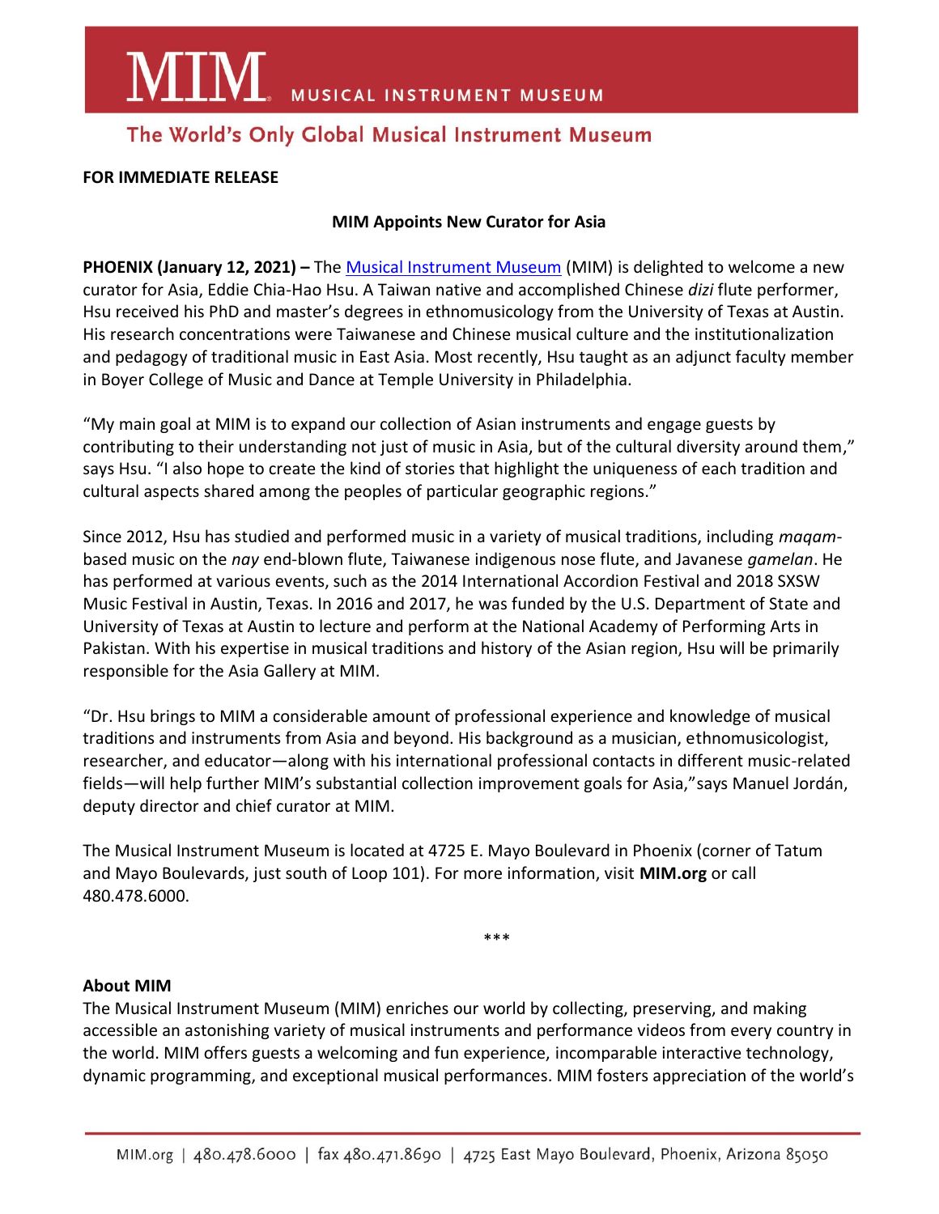# MIM MUSICAL INSTRUMENT MUSEUM

The World's Only Global Musical Instrument Museum

**FOR IMMEDIATE RELEASE**

## MIM Appoints New Curator for Asia

**PHOENIX (January 12, 2021) –** The Musical Instrument Museum (MIM) is delighted to welcome a new curator for Asia, Eddie Chia-Hao Hsu. A Taiwan native and accomplished Chinese *dizi* flute performer, Hsu received his PhD and master's degrees in ethnomusicology from the University of Texas at Austin. His research concentrations were Taiwanese and Chinese musical culture and the institutionalization and pedagogy of traditional music in East Asia. Most recently, Hsu taught as an adjunct faculty member in Boyer College of Music and Dance at Temple University in Philadelphia.

"My main goal at MIM is to expand our collection of Asian instruments and engage guests by contributing to their understanding not just of music in Asia, but of the cultural diversity around them," says Hsu. "I also hope to create the kind of stories that highlight the uniqueness of each tradition and cultural aspects shared among the peoples of particular geographic regions."

Since 2012, Hsu has studied and performed music in a variety of musical traditions, including *maqam*-based music on the *nay* end-blown flute, Taiwanese indigenous nose flute, and Javanese *gamelan*. He has performed at various events, such as the 2014 International Accordion Festival and 2018 SXSW Music Festival in Austin, Texas. In 2016 and 2017, he was funded by the U.S. Department of State and University of Texas at Austin to lecture and perform at the National Academy of Performing Arts in Pakistan. With his expertise in musical traditions and history of the Asian region, Hsu will be primarily responsible for the Asia Gallery at MIM.

"Dr. Hsu brings to MIM a considerable amount of professional experience and knowledge of musical traditions and instruments from Asia and beyond. His background as a musician, ethnomusicologist, researcher, and educator—along with his international professional contacts in different music-related fields—will help further MIM's substantial collection improvement goals for Asia,"says Manuel Jordán, deputy director and chief curator at MIM.

The Musical Instrument Museum is located at 4725 E. Mayo Boulevard in Phoenix (corner of Tatum and Mayo Boulevards, just south of Loop 101). For more information, visit **MIM.org** or call 480.478.6000.

\*\*\*

**About MIM**

The Musical Instrument Museum (MIM) enriches our world by collecting, preserving, and making accessible an astonishing variety of musical instruments and performance videos from every country in the world. MIM offers guests a welcoming and fun experience, incomparable interactive technology, dynamic programming, and exceptional musical performances. MIM fosters appreciation of the world's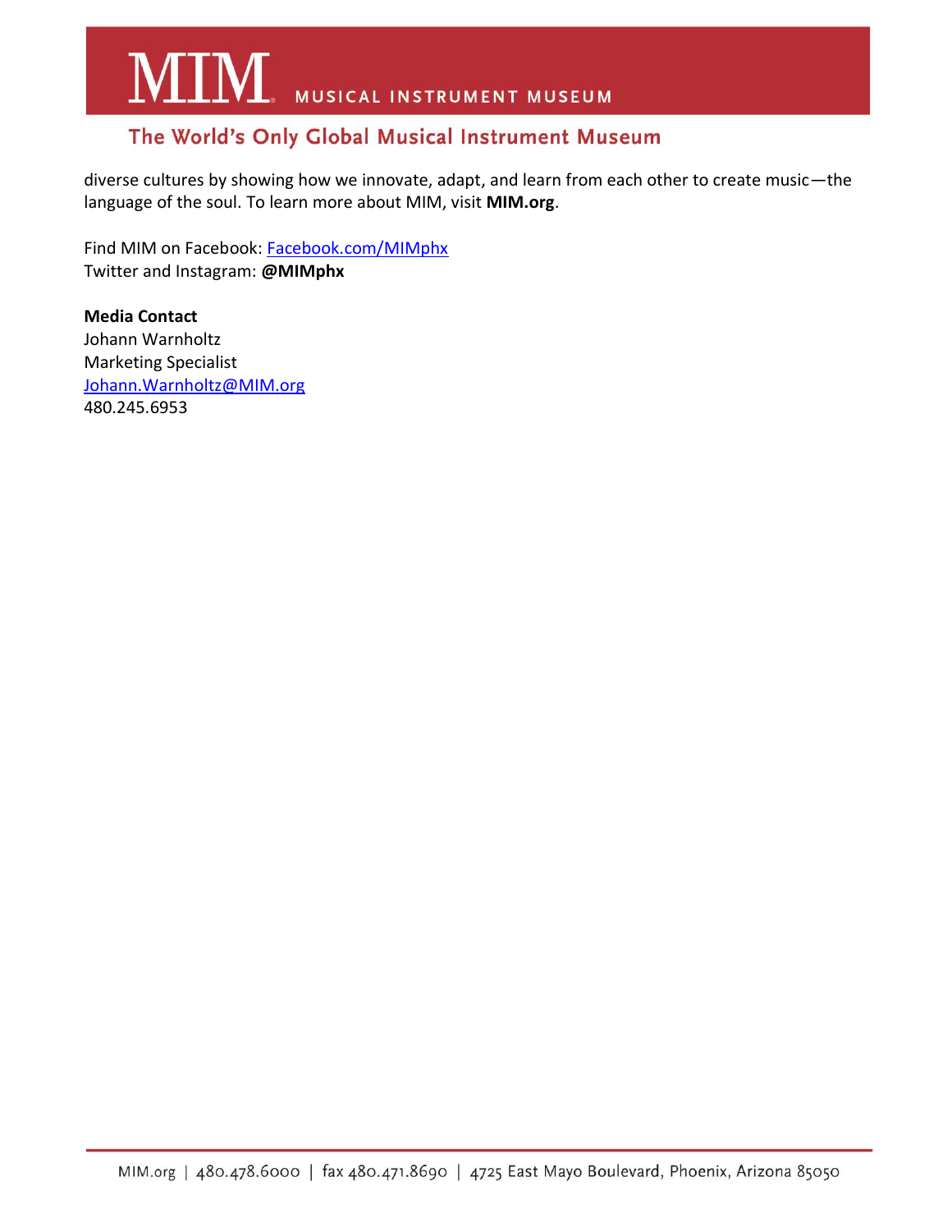diverse cultures by showing how we innovate, adapt, and learn from each other to create music—the language of the soul. To learn more about MIM, visit **MIM.org**.

Find MIM on Facebook: [Facebook.com/MIMphx](Facebook.com/MIMphx)
Twitter and Instagram: **@MIMphx**

**Media Contact**
Johann Warnholtz
Marketing Specialist
[Johann.Warnholtz@MIM.org](mailto:Johann.Warnholtz@MIM.org)
480.245.6953